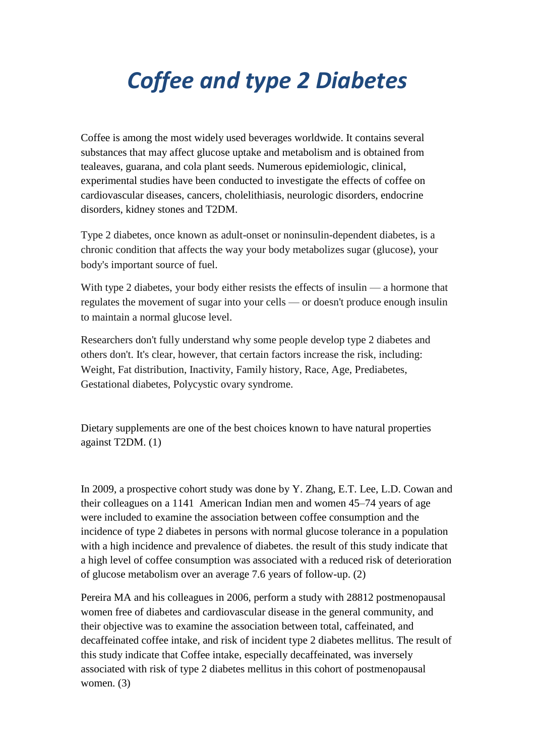# *Coffee and type 2 Diabetes*

Coffee is among the most widely used beverages worldwide. It contains several substances that may affect glucose uptake and metabolism and is obtained from tealeaves, guarana, and cola plant seeds. Numerous epidemiologic, clinical, experimental studies have been conducted to investigate the effects of coffee on cardiovascular diseases, cancers, cholelithiasis, neurologic disorders, endocrine disorders, kidney stones and T2DM.

Type 2 diabetes, once known as adult-onset or noninsulin-dependent diabetes, is a chronic condition that affects the way your body metabolizes sugar (glucose), your body's important source of fuel.

With type 2 diabetes, your body either resists the effects of insulin — a hormone that regulates the movement of sugar into your cells — or doesn't produce enough insulin to maintain a normal glucose level.

Researchers don't fully understand why some people develop type 2 diabetes and others don't. It's clear, however, that certain factors increase the risk, including: Weight, Fat distribution, Inactivity, Family history, Race, Age, Prediabetes, Gestational diabetes, Polycystic ovary syndrome.

Dietary supplements are one of the best choices known to have natural properties against T2DM. (1)

In 2009, a prospective cohort study was done by Y. Zhang, E.T. Lee, L.D. Cowan and their colleagues on a 1141 American Indian men and women 45–74 years of age were included to examine the association between coffee consumption and the incidence of type 2 diabetes in persons with normal glucose tolerance in a population with a high incidence and prevalence of diabetes. the result of this study indicate that a high level of coffee consumption was associated with a reduced risk of deterioration of glucose metabolism over an average 7.6 years of follow-up. (2)

Pereira MA and his colleagues in 2006, perform a study with 28812 postmenopausal women free of diabetes and cardiovascular disease in the general community, and their objective was to examine the association between total, caffeinated, and decaffeinated coffee intake, and risk of incident type 2 diabetes mellitus. The result of this study indicate that Coffee intake, especially decaffeinated, was inversely associated with risk of type 2 diabetes mellitus in this cohort of postmenopausal women. (3)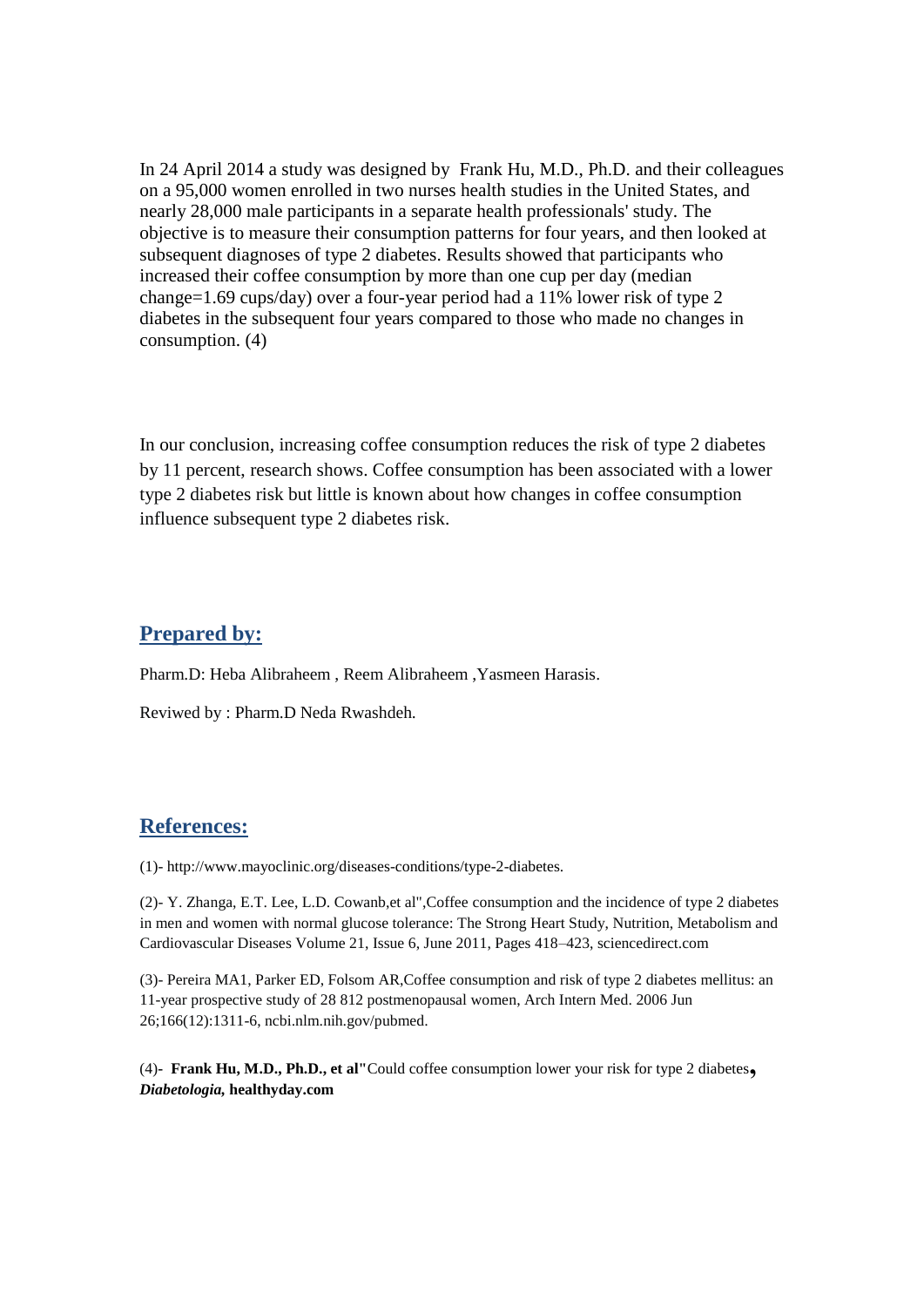In 24 April 2014 a study was designed by Frank Hu, M.D., Ph.D. and their colleagues on a 95,000 women enrolled in two nurses health studies in the United States, and nearly 28,000 male participants in a separate health professionals' study. The objective is to measure their consumption patterns for four years, and then looked at subsequent diagnoses of type 2 diabetes. Results showed that participants who increased their coffee consumption by more than one cup per day (median change=1.69 cups/day) over a four-year period had a 11% lower risk of type 2 diabetes in the subsequent four years compared to those who made no changes in consumption. (4)

In our conclusion, increasing coffee consumption reduces the risk of type 2 diabetes by 11 percent, research shows. Coffee consumption has been associated with a lower type 2 diabetes risk but little is known about how changes in coffee consumption influence subsequent type 2 diabetes risk.

## Prepared by:

Pharm.D: Heba Alibraheem , Reem Alibraheem ,Yasmeen Harasis.

Reviwed by : Pharm.D Neda Rwashdeh.

## References:

(1)- http://www.mayoclinic.org/diseases-conditions/type-2-diabetes.

(2)- Y. Zhanga, E.T. Lee, L.D. Cowanb,et al",Coffee consumption and the incidence of type 2 diabetes in men and women with normal glucose tolerance: The Strong Heart Study, Nutrition, Metabolism and Cardiovascular Diseases Volume 21, Issue 6, June 2011, Pages 418–423, sciencedirect.com

(3)- Pereira MA1, Parker ED, Folsom AR,Coffee consumption and risk of type 2 diabetes mellitus: an 11-year prospective study of 28 812 postmenopausal women, Arch Intern Med. 2006 Jun 26;166(12):1311-6, ncbi.nlm.nih.gov/pubmed.

(4)- **Frank Hu, M.D., Ph.D., et al"**Could coffee consumption lower your risk for type 2 diabetes, ***Diabetologia,*** **healthyday.com**